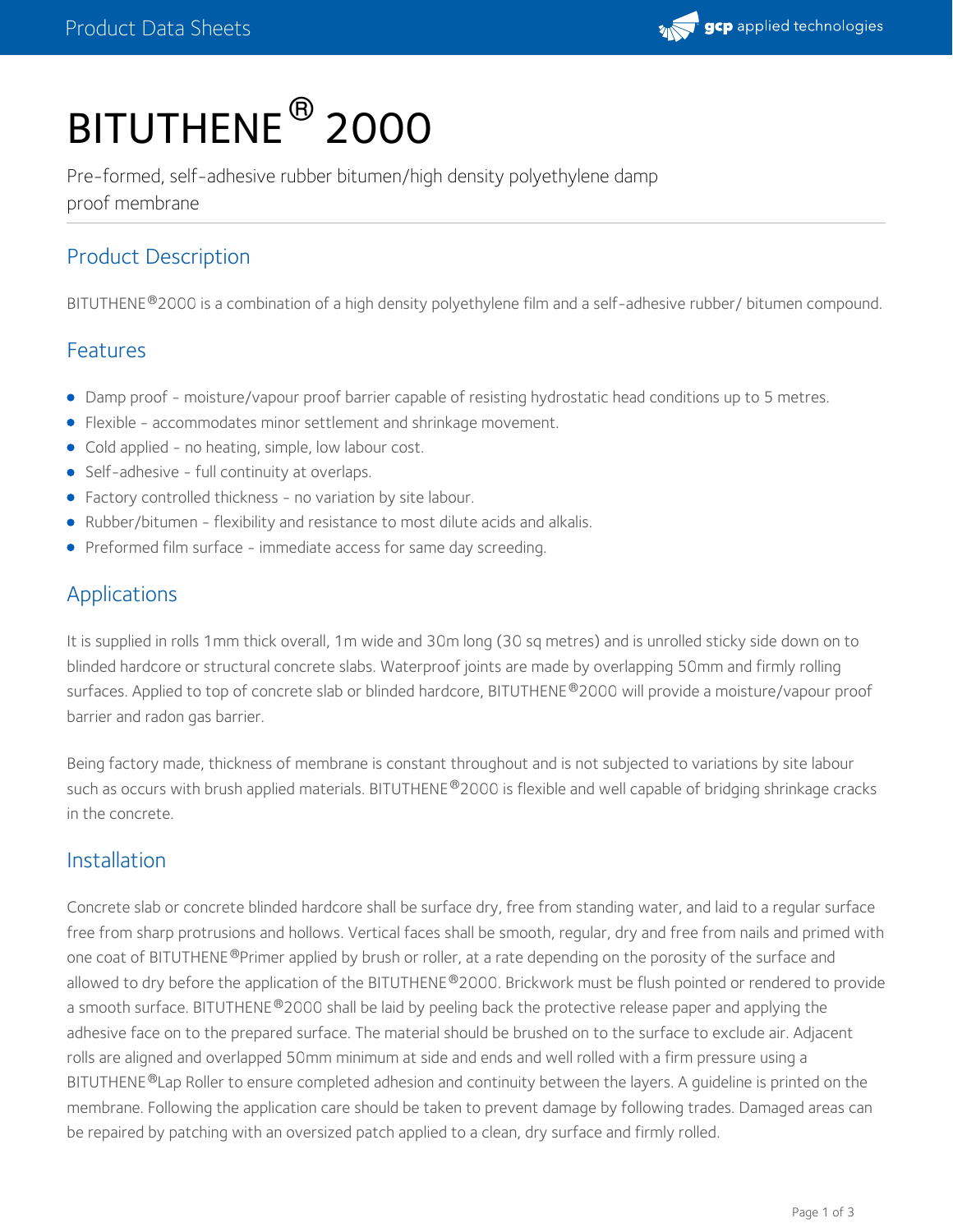# BITUTHENE® 2000

Pre-formed, self-adhesive rubber bitumen/high density polyethylene damp proof membrane

## Product Description

BITUTHENE®2000 is a combination of a high density polyethylene film and a self-adhesive rubber/ bitumen compound.

## Features

- Damp proof - moisture/vapour proof barrier capable of resisting hydrostatic head conditions up to 5 metres.
- Flexible - accommodates minor settlement and shrinkage movement.
- Cold applied - no heating, simple, low labour cost.
- Self-adhesive - full continuity at overlaps.
- Factory controlled thickness - no variation by site labour.
- Rubber/bitumen - flexibility and resistance to most dilute acids and alkalis.
- Preformed film surface - immediate access for same day screeding.

## Applications

It is supplied in rolls 1mm thick overall, 1m wide and 30m long (30 sq metres) and is unrolled sticky side down on to blinded hardcore or structural concrete slabs. Waterproof joints are made by overlapping 50mm and firmly rolling surfaces. Applied to top of concrete slab or blinded hardcore, BITUTHENE®2000 will provide a moisture/vapour proof barrier and radon gas barrier.

Being factory made, thickness of membrane is constant throughout and is not subjected to variations by site labour such as occurs with brush applied materials. BITUTHENE®2000 is flexible and well capable of bridging shrinkage cracks in the concrete.

## Installation

Concrete slab or concrete blinded hardcore shall be surface dry, free from standing water, and laid to a regular surface free from sharp protrusions and hollows. Vertical faces shall be smooth, regular, dry and free from nails and primed with one coat of BITUTHENE®Primer applied by brush or roller, at a rate depending on the porosity of the surface and allowed to dry before the application of the BITUTHENE®2000. Brickwork must be flush pointed or rendered to provide a smooth surface. BITUTHENE®2000 shall be laid by peeling back the protective release paper and applying the adhesive face on to the prepared surface. The material should be brushed on to the surface to exclude air. Adjacent rolls are aligned and overlapped 50mm minimum at side and ends and well rolled with a firm pressure using a BITUTHENE®Lap Roller to ensure completed adhesion and continuity between the layers. A guideline is printed on the membrane. Following the application care should be taken to prevent damage by following trades. Damaged areas can be repaired by patching with an oversized patch applied to a clean, dry surface and firmly rolled.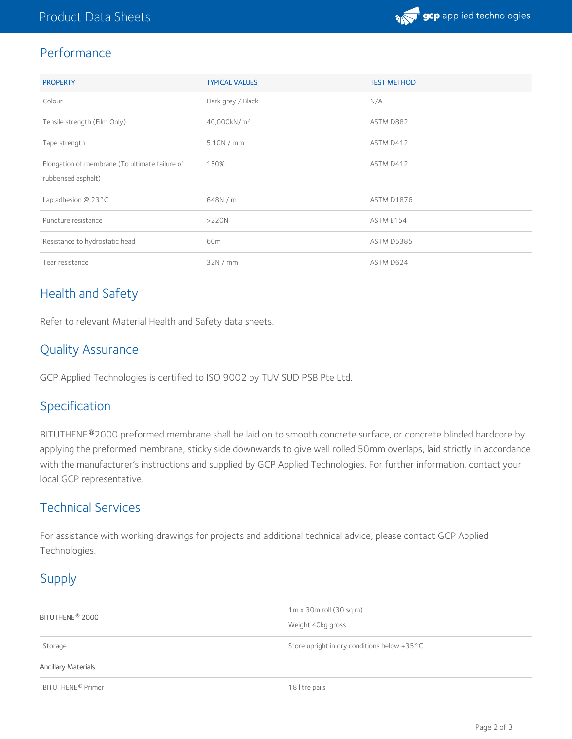## Performance

| PROPERTY | TYPICAL VALUES | TEST METHOD |
|---|---|---|
| Colour | Dark grey / Black | N/A |
| Tensile strength (Film Only) | 40,000kN/m$^2$ | ASTM D882 |
| Tape strength | 5.10N / mm | ASTM D412 |
| Elongation of membrane (To ultimate failure of rubberised asphalt) | 150% | ASTM D412 |
| Lap adhesion @ 23°C | 648N / m | ASTM D1876 |
| Puncture resistance | >220N | ASTM E154 |
| Resistance to hydrostatic head | 60m | ASTM D5385 |
| Tear resistance | 32N / mm | ASTM D624 |

## Health and Safety

Refer to relevant Material Health and Safety data sheets.

## Quality Assurance

GCP Applied Technologies is certified to ISO 9002 by TUV SUD PSB Pte Ltd.

## Specification

BITUTHENE® 2000 preformed membrane shall be laid on to smooth concrete surface, or concrete blinded hardcore by applying the preformed membrane, sticky side downwards to give well rolled 50mm overlaps, laid strictly in accordance with the manufacturer's instructions and supplied by GCP Applied Technologies. For further information, contact your local GCP representative.

## Technical Services

For assistance with working drawings for projects and additional technical advice, please contact GCP Applied Technologies.

## Supply

| | |
|---|---|
| BITUTHENE® 2000 | 1m x 30m roll (30 sq m)<br>Weight 40kg gross |
| Storage | Store upright in dry conditions below +35°C |
| Ancillary Materials | |
| BITUTHENE® Primer | 18 litre pails |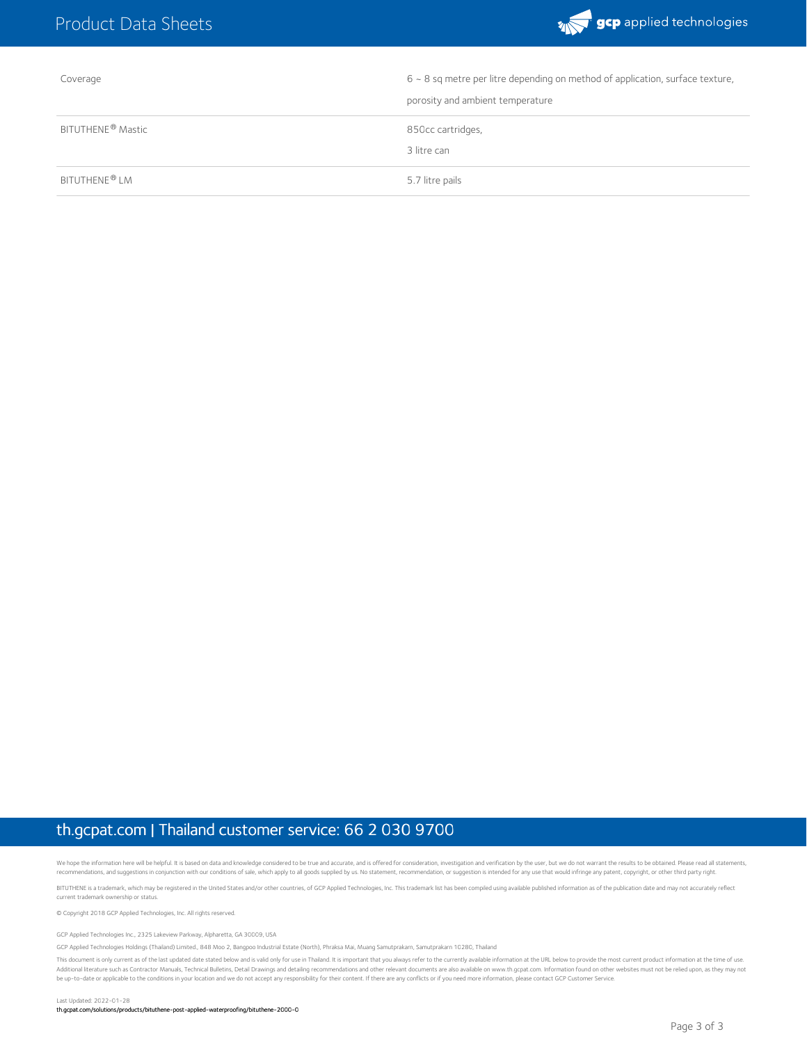| | |
|---|---|
| Coverage | 6 ~ 8 sq metre per litre depending on method of application, surface texture, porosity and ambient temperature |
| BITUTHENE® Mastic | 850cc cartridges,<br>3 litre can |
| BITUTHENE® LM | 5.7 litre pails |

th.gcpat.com | Thailand customer service: 66 2 030 9700

We hope the information here will be helpful. It is based on data and knowledge considered to be true and accurate, and is offered for consideration, investigation and verification by the user, but we do not warrant the results to be obtained. Please read all statements, recommendations, and suggestions in conjunction with our conditions of sale, which apply to all goods supplied by us. No statement, recommendation, or suggestion is intended for any use that would infringe any patent, copyright, or other third party right.

BITUTHENE is a trademark, which may be registered in the United States and/or other countries, of GCP Applied Technologies, Inc. This trademark list has been compiled using available published information as of the publication date and may not accurately reflect current trademark ownership or status.

© Copyright 2018 GCP Applied Technologies, Inc. All rights reserved.

GCP Applied Technologies Inc., 2325 Lakeview Parkway, Alpharetta, GA 30009, USA

GCP Applied Technologies Holdings (Thailand) Limited., 848 Moo 2, Bangpoo Industrial Estate (North), Phraksa Mai, Muang Samutprakarn, Samutprakarn 10280, Thailand

This document is only current as of the last updated date stated below and is valid only for use in Thailand. It is important that you always refer to the currently available information at the URL below to provide the most current product information at the time of use. Additional literature such as Contractor Manuals, Technical Bulletins, Detail Drawings and detailing recommendations and other relevant documents are also available on www.th.gcpat.com. Information found on other websites must not be relied upon, as they may not be up-to-date or applicable to the conditions in your location and we do not accept any responsibility for their content. If there are any conflicts or if you need more information, please contact GCP Customer Service.

Last Updated: 2022-01-28
th.gcpat.com/solutions/products/bituthene-post-applied-waterproofing/bituthene-2000-0